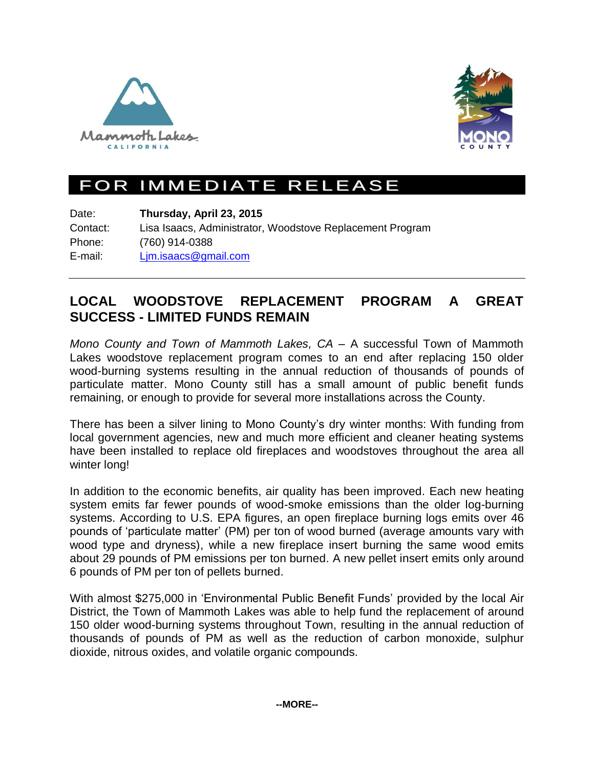# FOR IMMEDIATE RELEASE

Date: **Thursday, April 23, 2015**
Contact: Lisa Isaacs, Administrator, Woodstove Replacement Program
Phone: (760) 914-0388
E-mail: Ljm.isaacs@gmail.com

---

## LOCAL WOODSTOVE REPLACEMENT PROGRAM A GREAT SUCCESS - LIMITED FUNDS REMAIN

*Mono County and Town of Mammoth Lakes, CA* – A successful Town of Mammoth Lakes woodstove replacement program comes to an end after replacing 150 older wood-burning systems resulting in the annual reduction of thousands of pounds of particulate matter. Mono County still has a small amount of public benefit funds remaining, or enough to provide for several more installations across the County.

There has been a silver lining to Mono County's dry winter months: With funding from local government agencies, new and much more efficient and cleaner heating systems have been installed to replace old fireplaces and woodstoves throughout the area all winter long!

In addition to the economic benefits, air quality has been improved. Each new heating system emits far fewer pounds of wood-smoke emissions than the older log-burning systems. According to U.S. EPA figures, an open fireplace burning logs emits over 46 pounds of 'particulate matter' (PM) per ton of wood burned (average amounts vary with wood type and dryness), while a new fireplace insert burning the same wood emits about 29 pounds of PM emissions per ton burned. A new pellet insert emits only around 6 pounds of PM per ton of pellets burned.

With almost $275,000 in 'Environmental Public Benefit Funds' provided by the local Air District, the Town of Mammoth Lakes was able to help fund the replacement of around 150 older wood-burning systems throughout Town, resulting in the annual reduction of thousands of pounds of PM as well as the reduction of carbon monoxide, sulphur dioxide, nitrous oxides, and volatile organic compounds.

--MORE--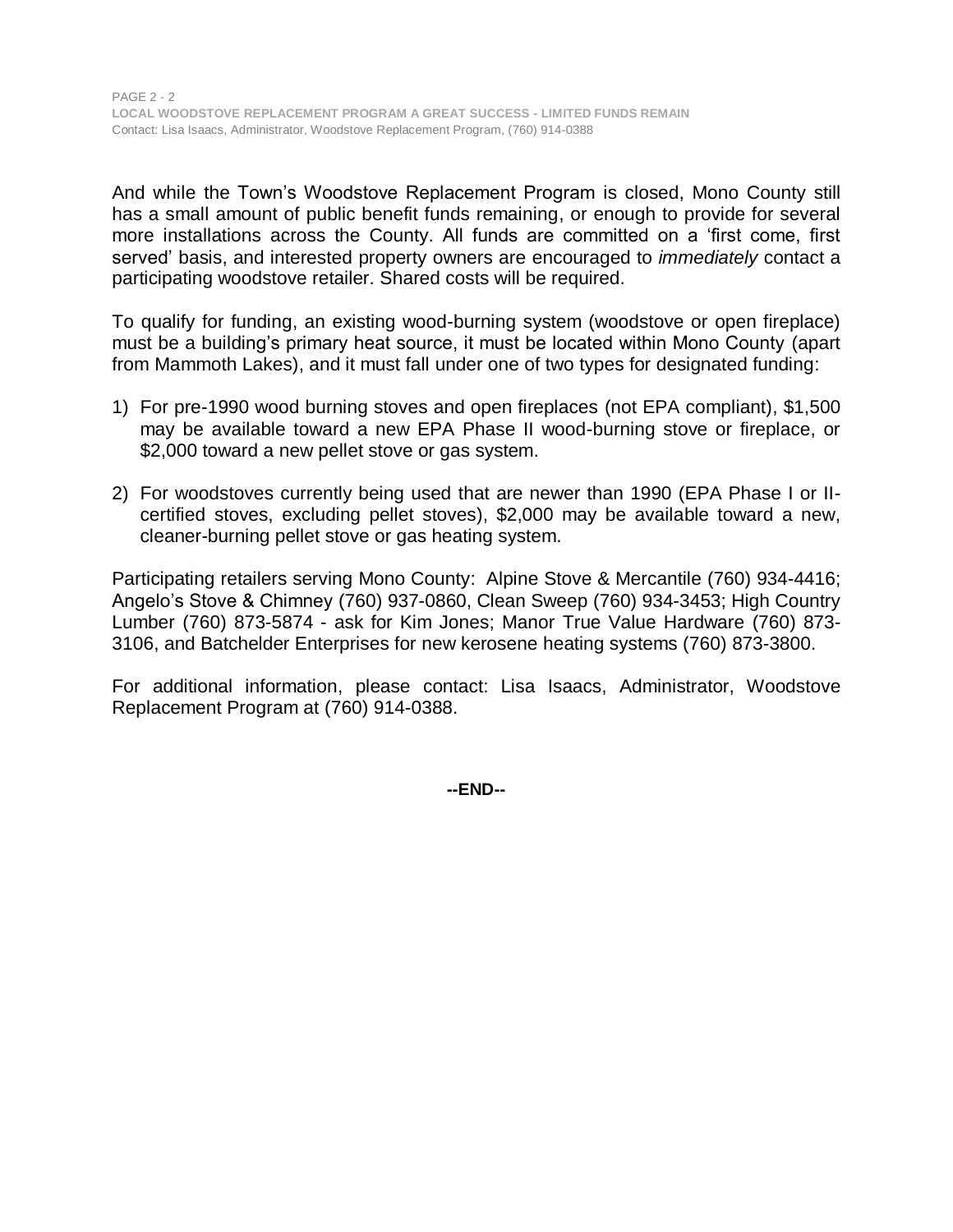And while the Town's Woodstove Replacement Program is closed, Mono County still has a small amount of public benefit funds remaining, or enough to provide for several more installations across the County. All funds are committed on a 'first come, first served' basis, and interested property owners are encouraged to *immediately* contact a participating woodstove retailer. Shared costs will be required.

To qualify for funding, an existing wood-burning system (woodstove or open fireplace) must be a building's primary heat source, it must be located within Mono County (apart from Mammoth Lakes), and it must fall under one of two types for designated funding:

1) For pre-1990 wood burning stoves and open fireplaces (not EPA compliant), $1,500 may be available toward a new EPA Phase II wood-burning stove or fireplace, or $2,000 toward a new pellet stove or gas system.

2) For woodstoves currently being used that are newer than 1990 (EPA Phase I or II-certified stoves, excluding pellet stoves), $2,000 may be available toward a new, cleaner-burning pellet stove or gas heating system.

Participating retailers serving Mono County: Alpine Stove & Mercantile (760) 934-4416; Angelo's Stove & Chimney (760) 937-0860, Clean Sweep (760) 934-3453; High Country Lumber (760) 873-5874 - ask for Kim Jones; Manor True Value Hardware (760) 873-3106, and Batchelder Enterprises for new kerosene heating systems (760) 873-3800.

For additional information, please contact: Lisa Isaacs, Administrator, Woodstove Replacement Program at (760) 914-0388.

**--END--**